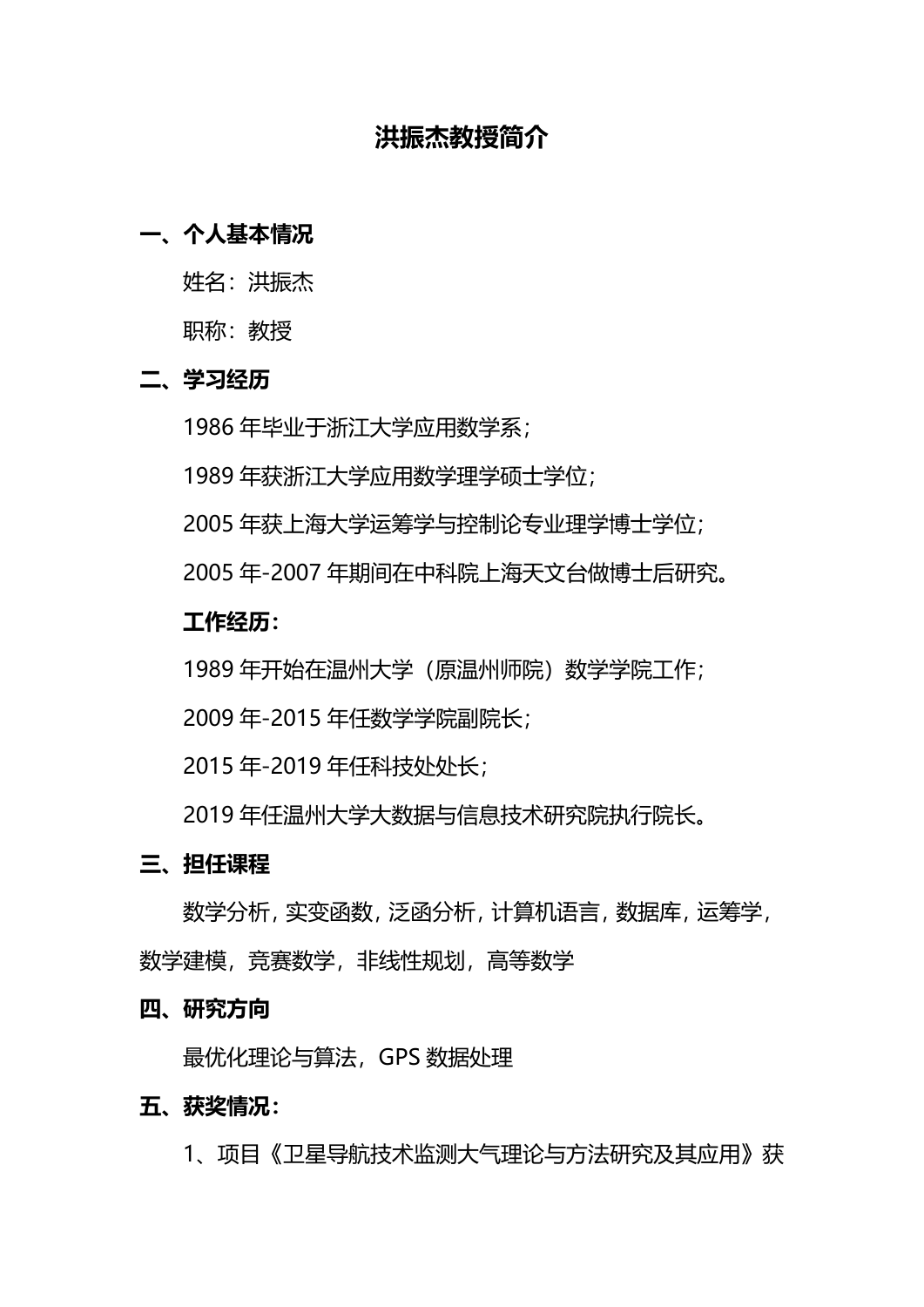# 洪振杰教授简介

## 一、个人基本情况

姓名：洪振杰

职称：教授

## 二、学习经历

1986 年毕业于浙江大学应用数学系；

1989 年获浙江大学应用数学理学硕士学位；

2005 年获上海大学运筹学与控制论专业理学博士学位；

2005 年-2007 年期间在中科院上海天文台做博士后研究。

**工作经历：**

1989 年开始在温州大学（原温州师院）数学学院工作；

2009 年-2015 年任数学学院副院长；

2015 年-2019 年任科技处处长；

2019 年任温州大学大数据与信息技术研究院执行院长。

## 三、担任课程

数学分析，实变函数，泛函分析，计算机语言，数据库，运筹学，数学建模，竞赛数学，非线性规划，高等数学

## 四、研究方向

最优化理论与算法，GPS 数据处理

## 五、获奖情况：

1、项目《卫星导航技术监测大气理论与方法研究及其应用》获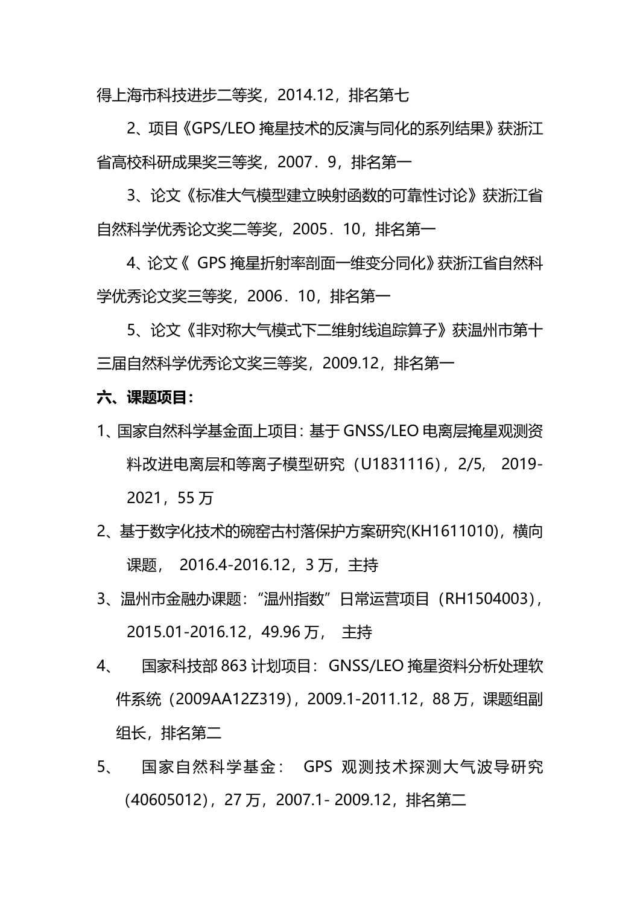得上海市科技进步二等奖，2014.12，排名第七

2、项目《GPS/LEO 掩星技术的反演与同化的系列结果》获浙江省高校科研成果奖三等奖，2007．9，排名第一

3、论文《标准大气模型建立映射函数的可靠性讨论》获浙江省自然科学优秀论文奖二等奖，2005．10，排名第一

4、论文《 GPS 掩星折射率剖面一维变分同化》获浙江省自然科学优秀论文奖三等奖，2006．10，排名第一

5、论文《非对称大气模式下二维射线追踪算子》获温州市第十三届自然科学优秀论文奖三等奖，2009.12，排名第一

**六、课题项目：**

1、国家自然科学基金面上项目：基于 GNSS/LEO 电离层掩星观测资料改进电离层和等离子模型研究（U1831116），2/5, 2019-2021，55 万

2、基于数字化技术的碗窑古村落保护方案研究(KH1611010)，横向课题， 2016.4-2016.12，3 万，主持

3、温州市金融办课题：“温州指数”日常运营项目（RH1504003），2015.01-2016.12，49.96 万， 主持

4、 国家科技部 863 计划项目：GNSS/LEO 掩星资料分析处理软件系统（2009AA12Z319），2009.1-2011.12，88 万，课题组副组长，排名第二

5、 国家自然科学基金： GPS 观测技术探测大气波导研究（40605012），27 万，2007.1- 2009.12，排名第二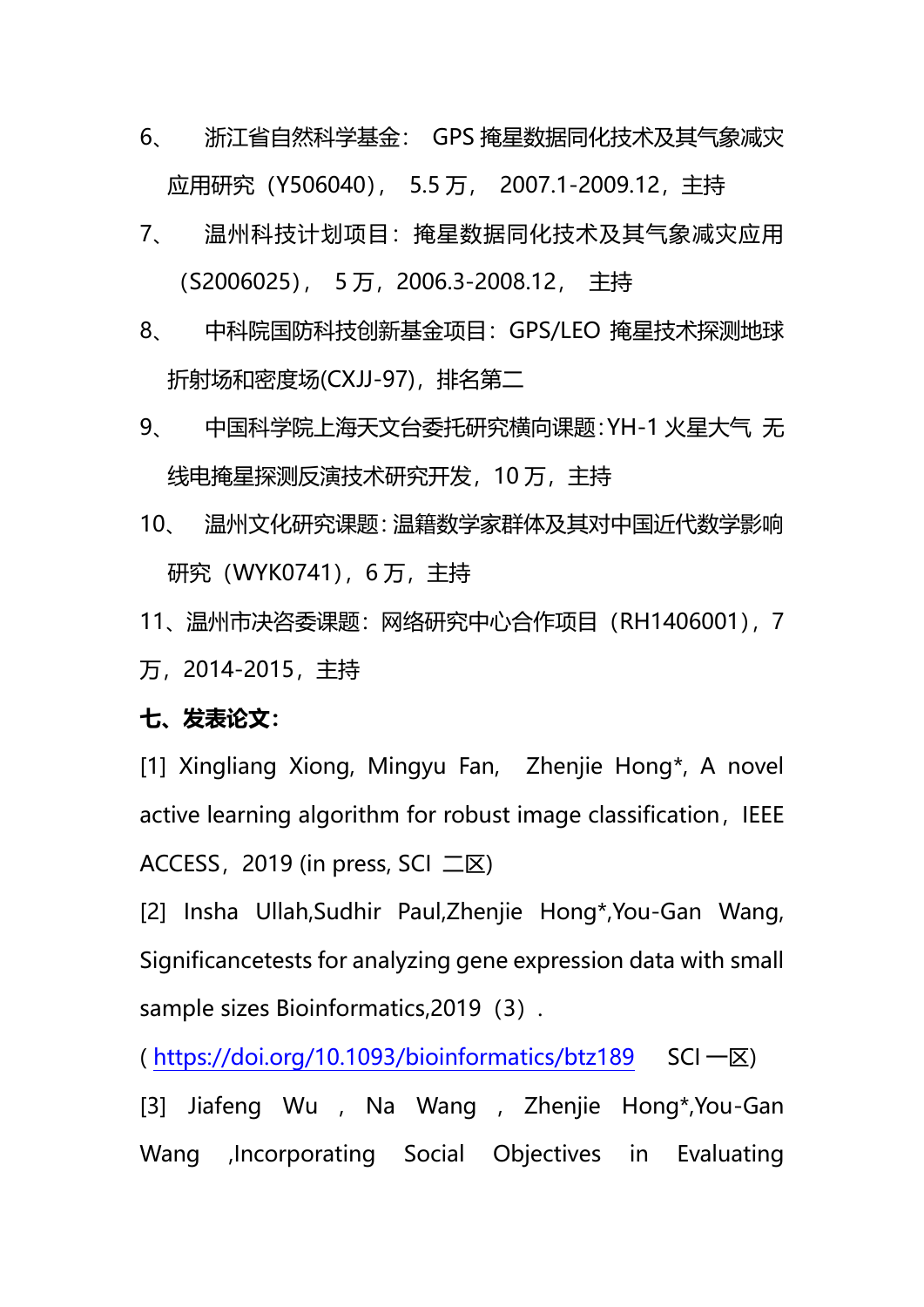6、 浙江省自然科学基金： GPS 掩星数据同化技术及其气象减灾应用研究（Y506040）， 5.5 万， 2007.1-2009.12，主持

7、 温州科技计划项目：掩星数据同化技术及其气象减灾应用（S2006025）， 5 万，2006.3-2008.12， 主持

8、 中科院国防科技创新基金项目：GPS/LEO 掩星技术探测地球折射场和密度场(CXJJ-97)，排名第二

9、 中国科学院上海天文台委托研究横向课题：YH-1 火星大气 无线电掩星探测反演技术研究开发，10 万，主持

10、 温州文化研究课题：温籍数学家群体及其对中国近代数学影响研究（WYK0741），6 万，主持

11、温州市决咨委课题：网络研究中心合作项目（RH1406001），7 万，2014-2015，主持

**七、发表论文：**

[1] Xingliang Xiong, Mingyu Fan, Zhenjie Hong*, A novel active learning algorithm for robust image classification，IEEE ACCESS，2019 (in press, SCI 二区)

[2] Insha Ullah,Sudhir Paul,Zhenjie Hong*,You-Gan Wang, Significancetests for analyzing gene expression data with small sample sizes Bioinformatics,2019（3）.

( https://doi.org/10.1093/bioinformatics/btz189 SCI 一区)

[3] Jiafeng Wu , Na Wang , Zhenjie Hong*,You-Gan Wang ,Incorporating Social Objectives in Evaluating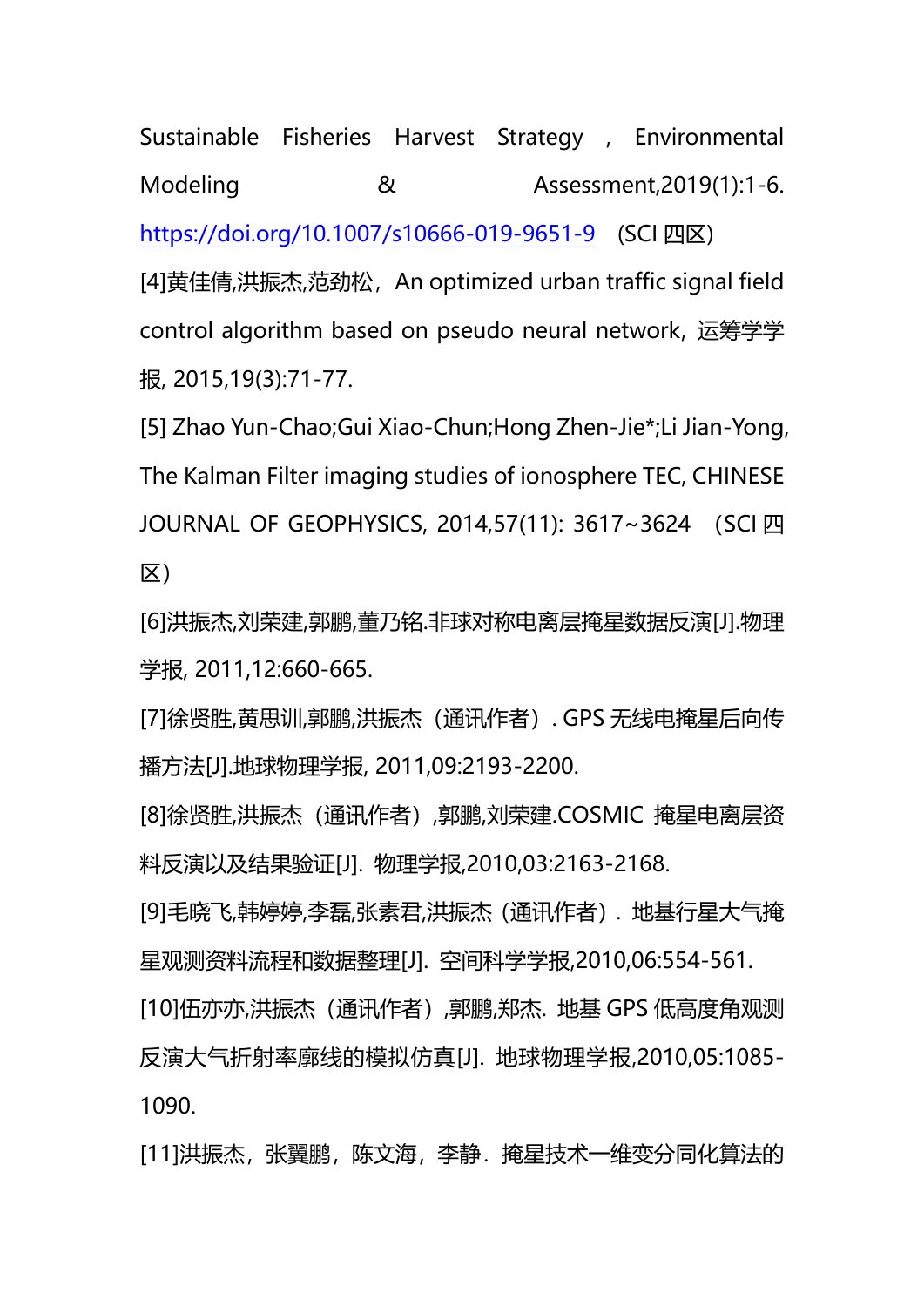Sustainable Fisheries Harvest Strategy , Environmental Modeling & Assessment,2019(1):1-6. https://doi.org/10.1007/s10666-019-9651-9 (SCI 四区)

[4]黄佳倩,洪振杰,范劲松，An optimized urban traffic signal field control algorithm based on pseudo neural network，运筹学学报, 2015,19(3):71-77.

[5] Zhao Yun-Chao;Gui Xiao-Chun;Hong Zhen-Jie*;Li Jian-Yong, The Kalman Filter imaging studies of ionosphere TEC, CHINESE JOURNAL OF GEOPHYSICS, 2014,57(11): 3617~3624 （SCI 四区）

[6]洪振杰,刘荣建,郭鹏,董乃铭.非球对称电离层掩星数据反演[J].物理学报, 2011,12:660-665.

[7]徐贤胜,黄思训,郭鹏,洪振杰（通讯作者）. GPS 无线电掩星后向传播方法[J].地球物理学报, 2011,09:2193-2200.

[8]徐贤胜,洪振杰（通讯作者）,郭鹏,刘荣建.COSMIC 掩星电离层资料反演以及结果验证[J]. 物理学报,2010,03:2163-2168.

[9]毛晓飞,韩婷婷,李磊,张素君,洪振杰（通讯作者）. 地基行星大气掩星观测资料流程和数据整理[J]. 空间科学学报,2010,06:554-561.

[10]伍亦亦,洪振杰（通讯作者）,郭鹏,郑杰. 地基 GPS 低高度角观测反演大气折射率廓线的模拟仿真[J]. 地球物理学报,2010,05:1085-1090.

[11]洪振杰，张翼鹏，陈文海，李静．掩星技术一维变分同化算法的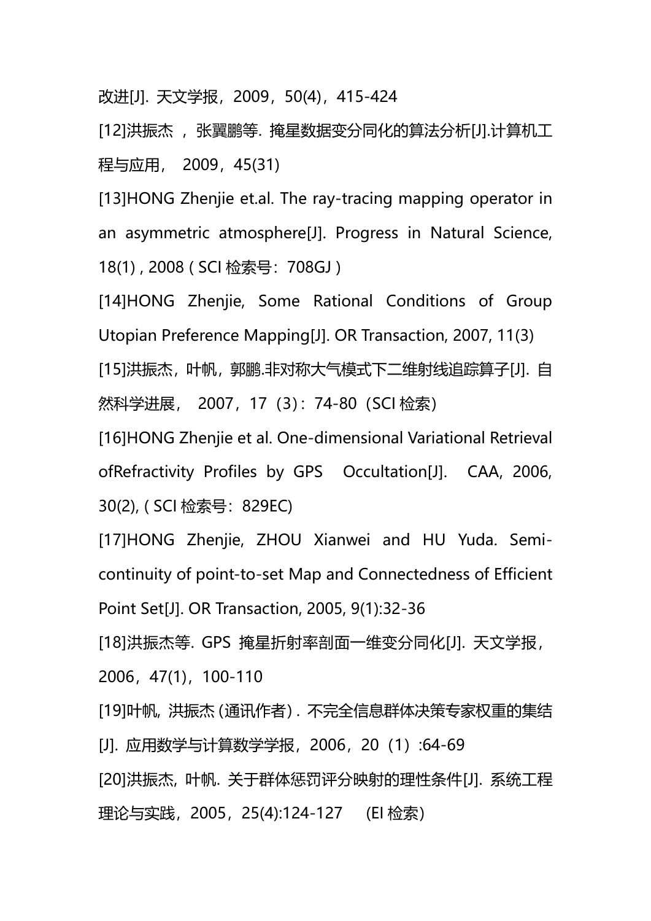改进[J]. 天文学报，2009，50(4)，415-424

[12]洪振杰 ，张翼鹏等. 掩星数据变分同化的算法分析[J].计算机工程与应用， 2009，45(31)

[13]HONG Zhenjie et.al. The ray-tracing mapping operator in an asymmetric atmosphere[J]. Progress in Natural Science, 18(1) , 2008 ( SCI 检索号：708GJ )

[14]HONG Zhenjie, Some Rational Conditions of Group Utopian Preference Mapping[J]. OR Transaction, 2007, 11(3)

[15]洪振杰，叶帆，郭鹏.非对称大气模式下二维射线追踪算子[J]. 自然科学进展， 2007，17（3）: 74-80（SCI 检索）

[16]HONG Zhenjie et al. One-dimensional Variational Retrieval ofRefractivity Profiles by GPS  Occultation[J].  CAA, 2006, 30(2), ( SCI 检索号：829EC)

[17]HONG Zhenjie, ZHOU Xianwei and HU Yuda. Semi-continuity of point-to-set Map and Connectedness of Efficient Point Set[J]. OR Transaction, 2005, 9(1):32-36

[18]洪振杰等. GPS 掩星折射率剖面一维变分同化[J]. 天文学报，2006，47(1)，100-110

[19]叶帆, 洪振杰 (通讯作者) . 不完全信息群体决策专家权重的集结[J]. 应用数学与计算数学学报，2006，20（1）:64-69

[20]洪振杰, 叶帆. 关于群体惩罚评分映射的理性条件[J]. 系统工程理论与实践，2005，25(4):124-127  (EI 检索)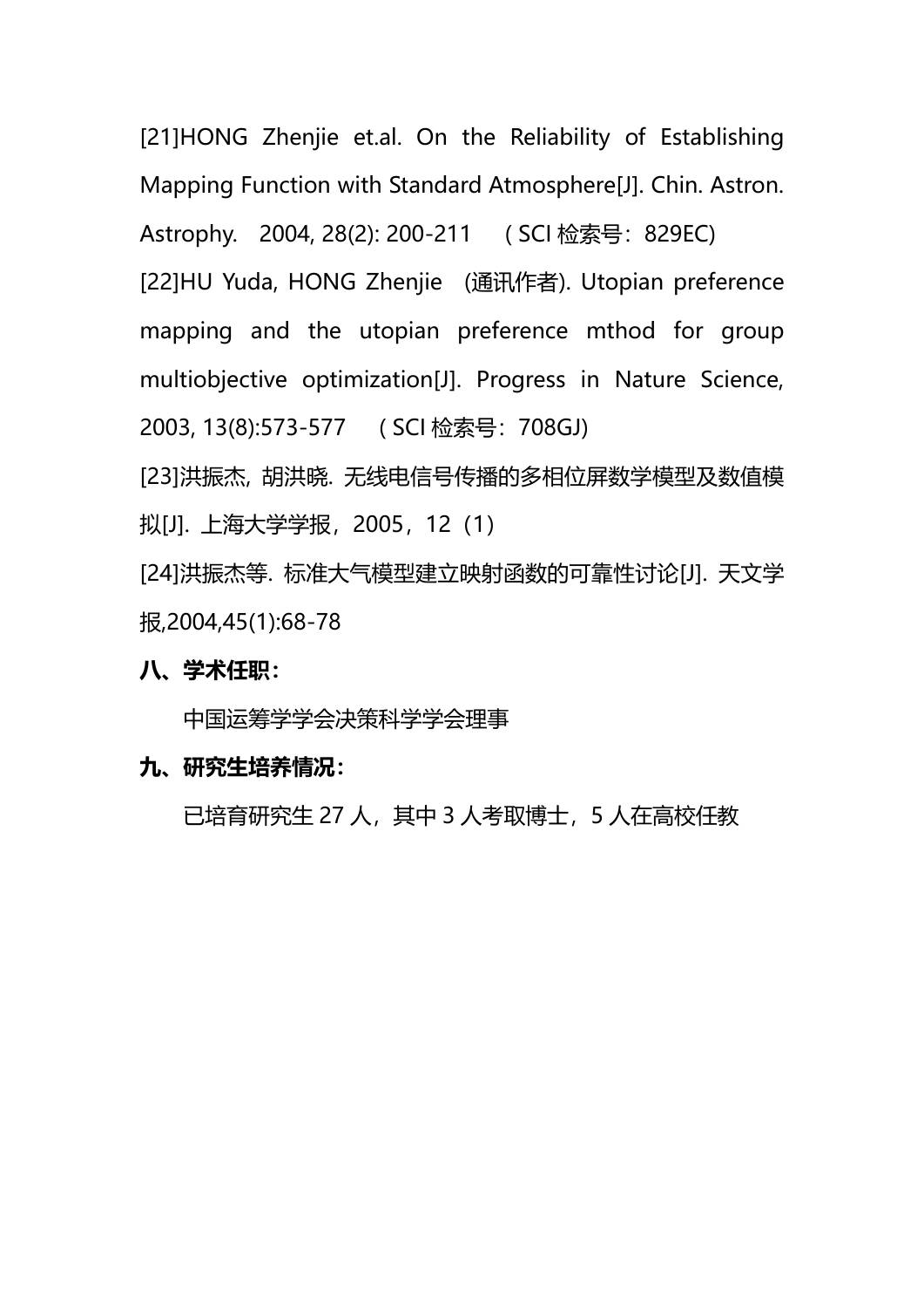[21]HONG Zhenjie et.al. On the Reliability of Establishing Mapping Function with Standard Atmosphere[J]. Chin. Astron. Astrophy. 2004, 28(2): 200-211 （SCI 检索号：829EC)

[22]HU Yuda, HONG Zhenjie (通讯作者). Utopian preference mapping and the utopian preference mthod for group multiobjective optimization[J]. Progress in Nature Science, 2003, 13(8):573-577 （SCI 检索号：708GJ)

[23]洪振杰, 胡洪晓. 无线电信号传播的多相位屏数学模型及数值模拟[J]. 上海大学学报，2005，12（1）

[24]洪振杰等. 标准大气模型建立映射函数的可靠性讨论[J]. 天文学报,2004,45(1):68-78

**八、学术任职：**

中国运筹学学会决策科学学会理事

**九、研究生培养情况：**

已培育研究生 27 人，其中 3 人考取博士，5 人在高校任教